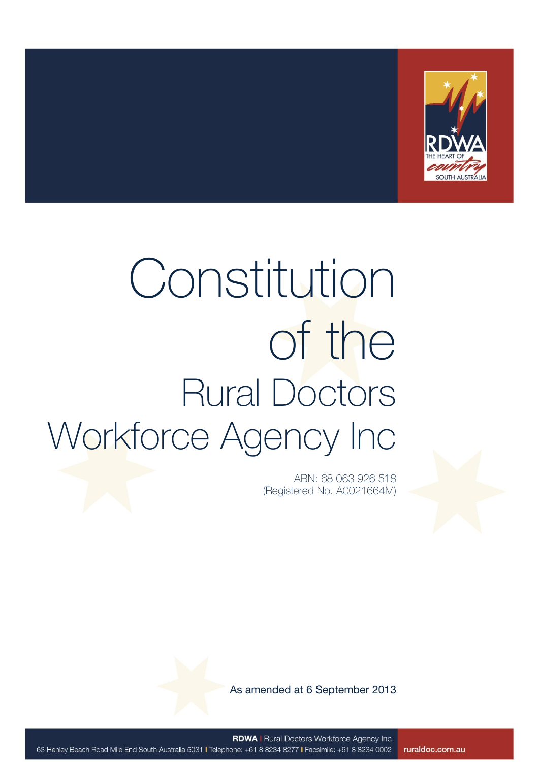# Constitution of the Rural Doctors Workforce Agency Inc

ABN: 68 063 926 518
(Registered No. A0021664M)

As amended at 6 September 2013

**RDWA** | Rural Doctors Workforce Agency Inc
63 Henley Beach Road Mile End South Australia 5031 | Telephone: +61 8 8234 8277 | Facsimile: +61 8 8234 0002
ruraldoc.com.au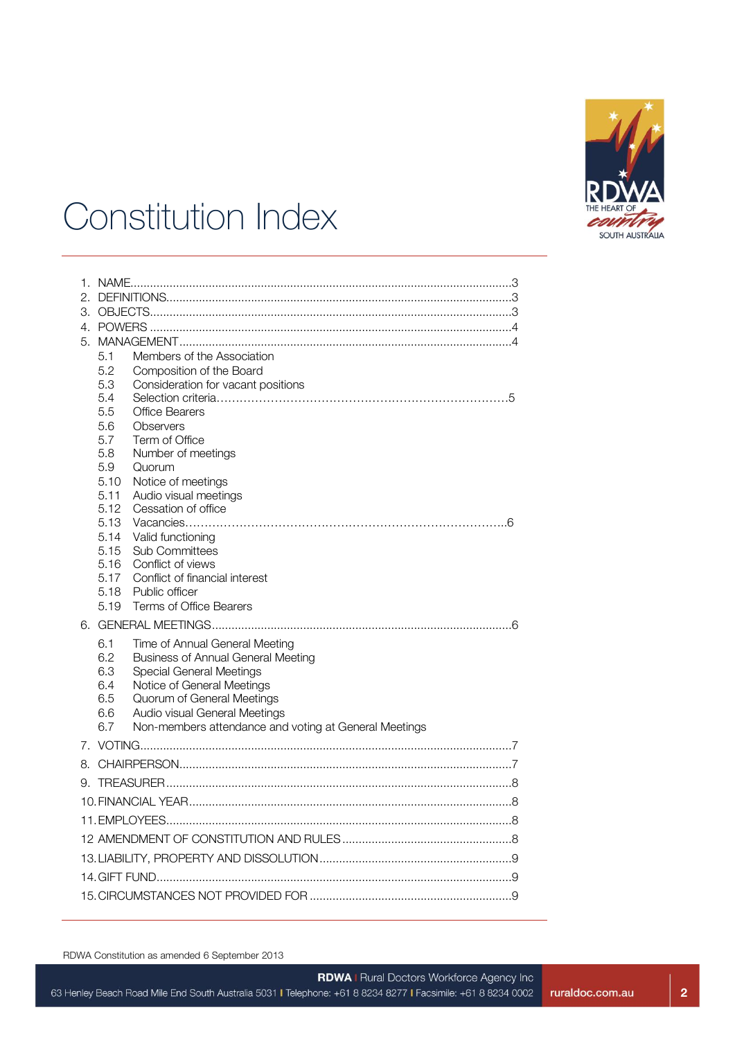# Constitution Index

1. NAME....................................................................................................3
2. DEFINITIONS..........................................................................................3
3. OBJECTS.................................................................................................3
4. POWERS .................................................................................................4
5. MANAGEMENT........................................................................................4
   - 5.1 Members of the Association
   - 5.2 Composition of the Board
   - 5.3 Consideration for vacant positions
   - 5.4 Selection criteria.................................................................................5
   - 5.5 Office Bearers
   - 5.6 Observers
   - 5.7 Term of Office
   - 5.8 Number of meetings
   - 5.9 Quorum
   - 5.10 Notice of meetings
   - 5.11 Audio visual meetings
   - 5.12 Cessation of office
   - 5.13 Vacancies..........................................................................................6
   - 5.14 Valid functioning
   - 5.15 Sub Committees
   - 5.16 Conflict of views
   - 5.17 Conflict of financial interest
   - 5.18 Public officer
   - 5.19 Terms of Office Bearers
6. GENERAL MEETINGS..............................................................................6
   - 6.1 Time of Annual General Meeting
   - 6.2 Business of Annual General Meeting
   - 6.3 Special General Meetings
   - 6.4 Notice of General Meetings
   - 6.5 Quorum of General Meetings
   - 6.6 Audio visual General Meetings
   - 6.7 Non-members attendance and voting at General Meetings
7. VOTING....................................................................................................7
8. CHAIRPERSON........................................................................................7
9. TREASURER............................................................................................8
10. FINANCIAL YEAR...................................................................................8
11. EMPLOYEES...........................................................................................8
12. AMENDMENT OF CONSTITUTION AND RULES ....................................8
13. LIABILITY, PROPERTY AND DISSOLUTION...........................................9
14. GIFT FUND.............................................................................................9
15. CIRCUMSTANCES NOT PROVIDED FOR ..............................................9

RDWA Constitution as amended 6 September 2013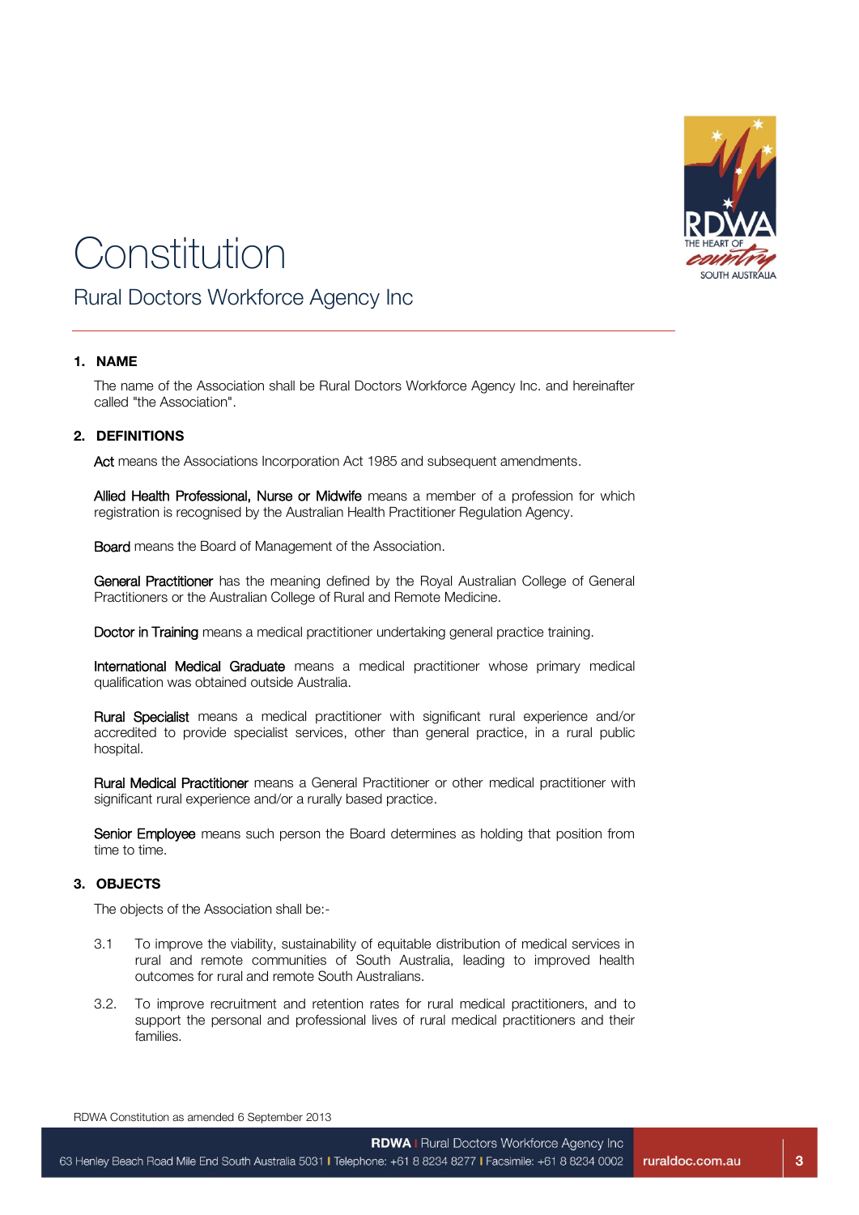# Constitution

## Rural Doctors Workforce Agency Inc

### 1. NAME

The name of the Association shall be Rural Doctors Workforce Agency Inc. and hereinafter called "the Association".

### 2. DEFINITIONS

**Act** means the Associations Incorporation Act 1985 and subsequent amendments.

**Allied Health Professional, Nurse or Midwife** means a member of a profession for which registration is recognised by the Australian Health Practitioner Regulation Agency.

**Board** means the Board of Management of the Association.

**General Practitioner** has the meaning defined by the Royal Australian College of General Practitioners or the Australian College of Rural and Remote Medicine.

**Doctor in Training** means a medical practitioner undertaking general practice training.

**International Medical Graduate** means a medical practitioner whose primary medical qualification was obtained outside Australia.

**Rural Specialist** means a medical practitioner with significant rural experience and/or accredited to provide specialist services, other than general practice, in a rural public hospital.

**Rural Medical Practitioner** means a General Practitioner or other medical practitioner with significant rural experience and/or a rurally based practice.

**Senior Employee** means such person the Board determines as holding that position from time to time.

### 3. OBJECTS

The objects of the Association shall be:-

3.1 To improve the viability, sustainability of equitable distribution of medical services in rural and remote communities of South Australia, leading to improved health outcomes for rural and remote South Australians.

3.2. To improve recruitment and retention rates for rural medical practitioners, and to support the personal and professional lives of rural medical practitioners and their families.

RDWA Constitution as amended 6 September 2013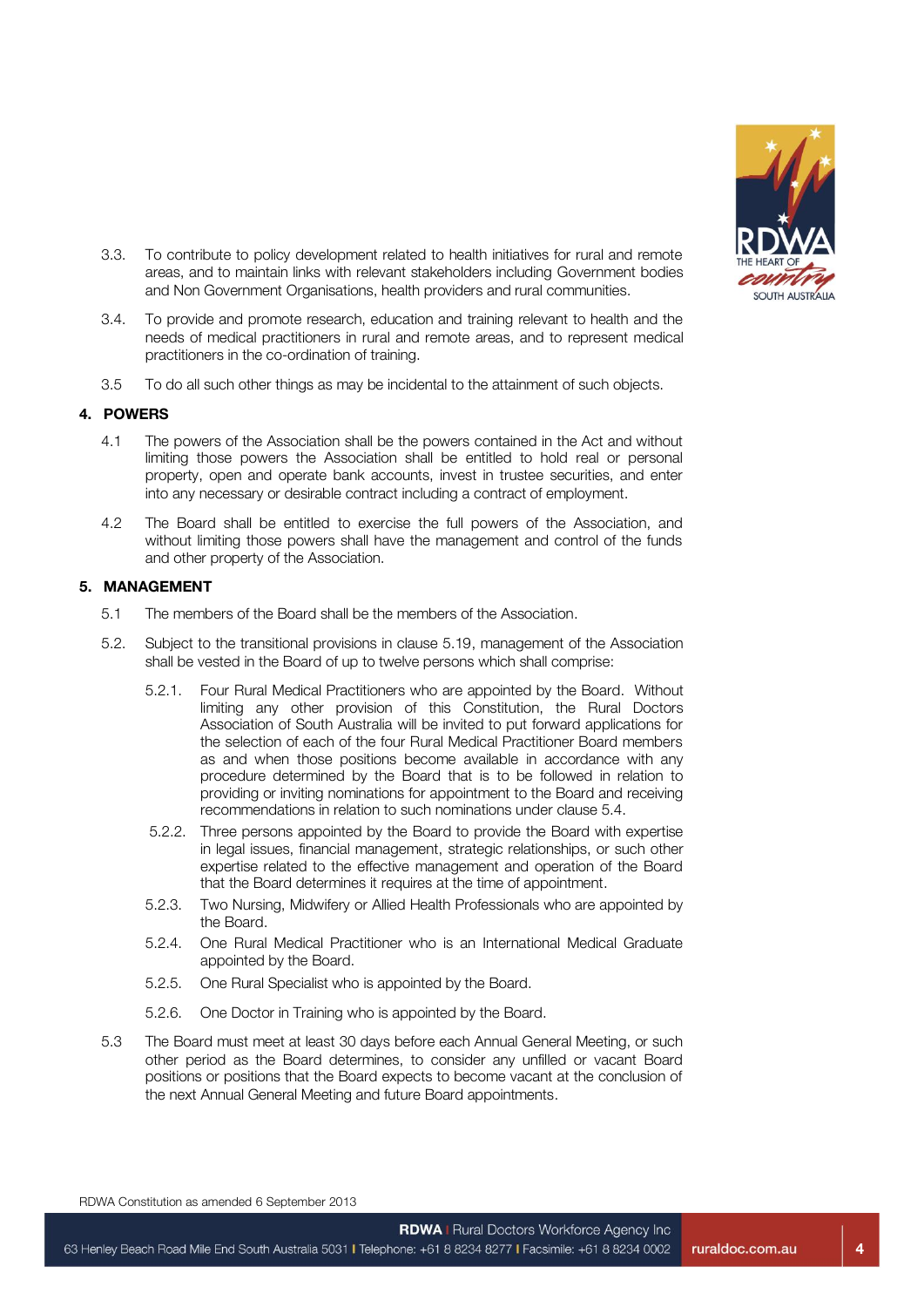3.3. To contribute to policy development related to health initiatives for rural and remote areas, and to maintain links with relevant stakeholders including Government bodies and Non Government Organisations, health providers and rural communities.

3.4. To provide and promote research, education and training relevant to health and the needs of medical practitioners in rural and remote areas, and to represent medical practitioners in the co-ordination of training.

3.5 To do all such other things as may be incidental to the attainment of such objects.

## 4. POWERS

4.1 The powers of the Association shall be the powers contained in the Act and without limiting those powers the Association shall be entitled to hold real or personal property, open and operate bank accounts, invest in trustee securities, and enter into any necessary or desirable contract including a contract of employment.

4.2 The Board shall be entitled to exercise the full powers of the Association, and without limiting those powers shall have the management and control of the funds and other property of the Association.

## 5. MANAGEMENT

5.1 The members of the Board shall be the members of the Association.

5.2. Subject to the transitional provisions in clause 5.19, management of the Association shall be vested in the Board of up to twelve persons which shall comprise:

5.2.1. Four Rural Medical Practitioners who are appointed by the Board. Without limiting any other provision of this Constitution, the Rural Doctors Association of South Australia will be invited to put forward applications for the selection of each of the four Rural Medical Practitioner Board members as and when those positions become available in accordance with any procedure determined by the Board that is to be followed in relation to providing or inviting nominations for appointment to the Board and receiving recommendations in relation to such nominations under clause 5.4.

5.2.2. Three persons appointed by the Board to provide the Board with expertise in legal issues, financial management, strategic relationships, or such other expertise related to the effective management and operation of the Board that the Board determines it requires at the time of appointment.

5.2.3. Two Nursing, Midwifery or Allied Health Professionals who are appointed by the Board.

5.2.4. One Rural Medical Practitioner who is an International Medical Graduate appointed by the Board.

5.2.5. One Rural Specialist who is appointed by the Board.

5.2.6. One Doctor in Training who is appointed by the Board.

5.3 The Board must meet at least 30 days before each Annual General Meeting, or such other period as the Board determines, to consider any unfilled or vacant Board positions or positions that the Board expects to become vacant at the conclusion of the next Annual General Meeting and future Board appointments.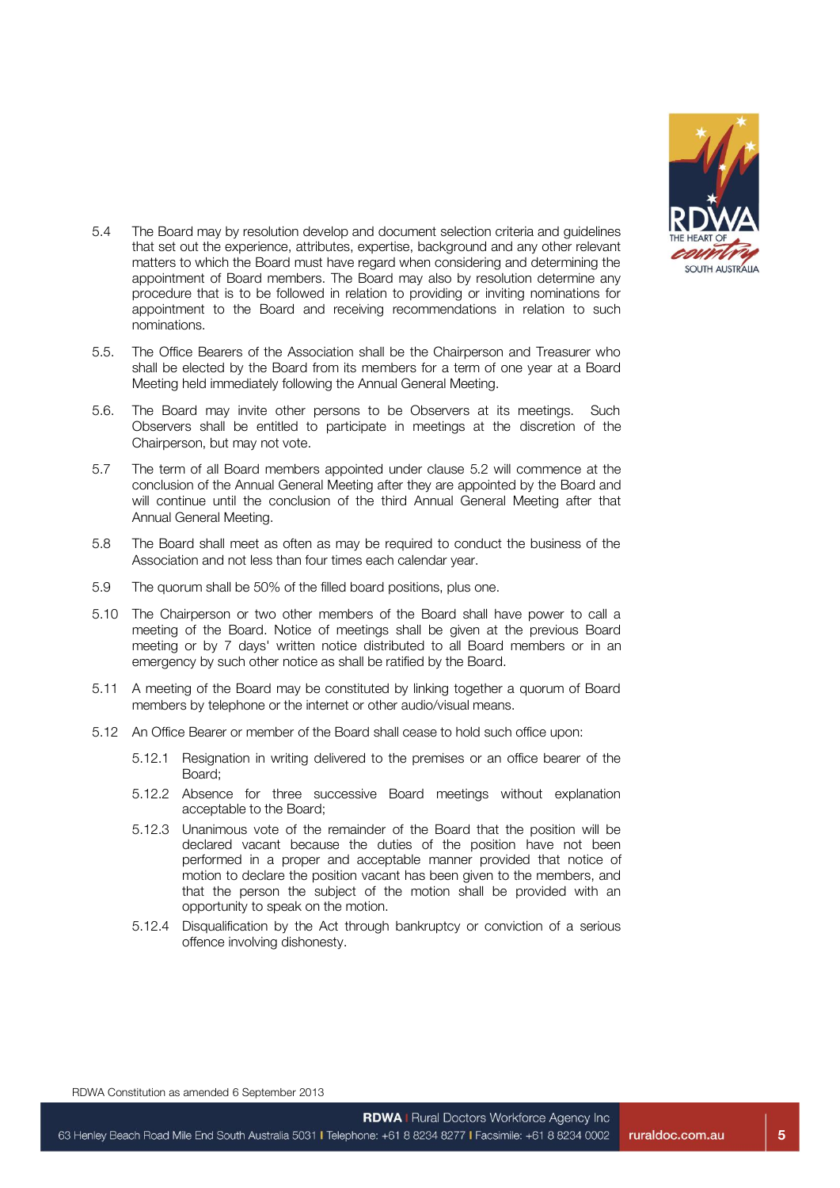5.4 The Board may by resolution develop and document selection criteria and guidelines that set out the experience, attributes, expertise, background and any other relevant matters to which the Board must have regard when considering and determining the appointment of Board members. The Board may also by resolution determine any procedure that is to be followed in relation to providing or inviting nominations for appointment to the Board and receiving recommendations in relation to such nominations.

5.5. The Office Bearers of the Association shall be the Chairperson and Treasurer who shall be elected by the Board from its members for a term of one year at a Board Meeting held immediately following the Annual General Meeting.

5.6. The Board may invite other persons to be Observers at its meetings. Such Observers shall be entitled to participate in meetings at the discretion of the Chairperson, but may not vote.

5.7 The term of all Board members appointed under clause 5.2 will commence at the conclusion of the Annual General Meeting after they are appointed by the Board and will continue until the conclusion of the third Annual General Meeting after that Annual General Meeting.

5.8 The Board shall meet as often as may be required to conduct the business of the Association and not less than four times each calendar year.

5.9 The quorum shall be 50% of the filled board positions, plus one.

5.10 The Chairperson or two other members of the Board shall have power to call a meeting of the Board. Notice of meetings shall be given at the previous Board meeting or by 7 days' written notice distributed to all Board members or in an emergency by such other notice as shall be ratified by the Board.

5.11 A meeting of the Board may be constituted by linking together a quorum of Board members by telephone or the internet or other audio/visual means.

5.12 An Office Bearer or member of the Board shall cease to hold such office upon:

- 5.12.1 Resignation in writing delivered to the premises or an office bearer of the Board;
- 5.12.2 Absence for three successive Board meetings without explanation acceptable to the Board;
- 5.12.3 Unanimous vote of the remainder of the Board that the position will be declared vacant because the duties of the position have not been performed in a proper and acceptable manner provided that notice of motion to declare the position vacant has been given to the members, and that the person the subject of the motion shall be provided with an opportunity to speak on the motion.
- 5.12.4 Disqualification by the Act through bankruptcy or conviction of a serious offence involving dishonesty.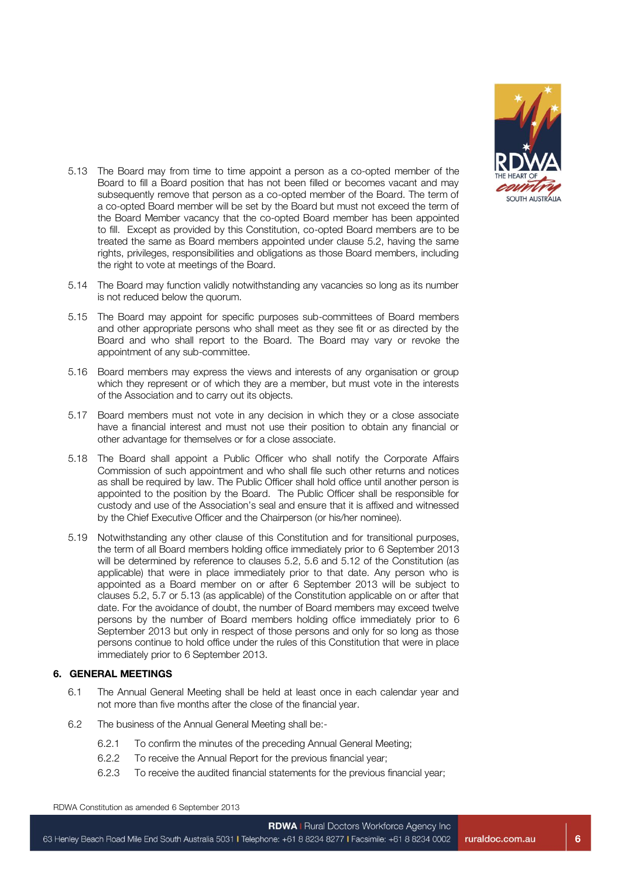5.13 The Board may from time to time appoint a person as a co-opted member of the Board to fill a Board position that has not been filled or becomes vacant and may subsequently remove that person as a co-opted member of the Board. The term of a co-opted Board member will be set by the Board but must not exceed the term of the Board Member vacancy that the co-opted Board member has been appointed to fill. Except as provided by this Constitution, co-opted Board members are to be treated the same as Board members appointed under clause 5.2, having the same rights, privileges, responsibilities and obligations as those Board members, including the right to vote at meetings of the Board.

5.14 The Board may function validly notwithstanding any vacancies so long as its number is not reduced below the quorum.

5.15 The Board may appoint for specific purposes sub-committees of Board members and other appropriate persons who shall meet as they see fit or as directed by the Board and who shall report to the Board. The Board may vary or revoke the appointment of any sub-committee.

5.16 Board members may express the views and interests of any organisation or group which they represent or of which they are a member, but must vote in the interests of the Association and to carry out its objects.

5.17 Board members must not vote in any decision in which they or a close associate have a financial interest and must not use their position to obtain any financial or other advantage for themselves or for a close associate.

5.18 The Board shall appoint a Public Officer who shall notify the Corporate Affairs Commission of such appointment and who shall file such other returns and notices as shall be required by law. The Public Officer shall hold office until another person is appointed to the position by the Board. The Public Officer shall be responsible for custody and use of the Association's seal and ensure that it is affixed and witnessed by the Chief Executive Officer and the Chairperson (or his/her nominee).

5.19 Notwithstanding any other clause of this Constitution and for transitional purposes, the term of all Board members holding office immediately prior to 6 September 2013 will be determined by reference to clauses 5.2, 5.6 and 5.12 of the Constitution (as applicable) that were in place immediately prior to that date. Any person who is appointed as a Board member on or after 6 September 2013 will be subject to clauses 5.2, 5.7 or 5.13 (as applicable) of the Constitution applicable on or after that date. For the avoidance of doubt, the number of Board members may exceed twelve persons by the number of Board members holding office immediately prior to 6 September 2013 but only in respect of those persons and only for so long as those persons continue to hold office under the rules of this Constitution that were in place immediately prior to 6 September 2013.

## 6. GENERAL MEETINGS

6.1 The Annual General Meeting shall be held at least once in each calendar year and not more than five months after the close of the financial year.

6.2 The business of the Annual General Meeting shall be:-

6.2.1 To confirm the minutes of the preceding Annual General Meeting;

6.2.2 To receive the Annual Report for the previous financial year;

6.2.3 To receive the audited financial statements for the previous financial year;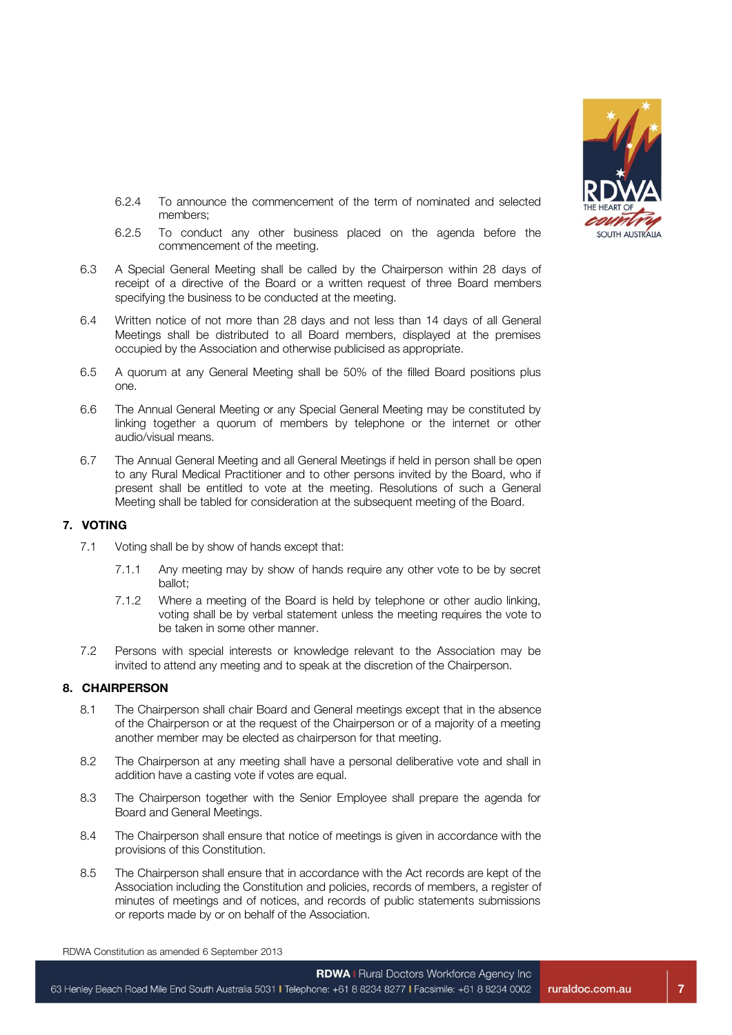6.2.4 To announce the commencement of the term of nominated and selected members;

6.2.5 To conduct any other business placed on the agenda before the commencement of the meeting.

6.3 A Special General Meeting shall be called by the Chairperson within 28 days of receipt of a directive of the Board or a written request of three Board members specifying the business to be conducted at the meeting.

6.4 Written notice of not more than 28 days and not less than 14 days of all General Meetings shall be distributed to all Board members, displayed at the premises occupied by the Association and otherwise publicised as appropriate.

6.5 A quorum at any General Meeting shall be 50% of the filled Board positions plus one.

6.6 The Annual General Meeting or any Special General Meeting may be constituted by linking together a quorum of members by telephone or the internet or other audio/visual means.

6.7 The Annual General Meeting and all General Meetings if held in person shall be open to any Rural Medical Practitioner and to other persons invited by the Board, who if present shall be entitled to vote at the meeting. Resolutions of such a General Meeting shall be tabled for consideration at the subsequent meeting of the Board.

## 7. VOTING

7.1 Voting shall be by show of hands except that:

7.1.1 Any meeting may by show of hands require any other vote to be by secret ballot;

7.1.2 Where a meeting of the Board is held by telephone or other audio linking, voting shall be by verbal statement unless the meeting requires the vote to be taken in some other manner.

7.2 Persons with special interests or knowledge relevant to the Association may be invited to attend any meeting and to speak at the discretion of the Chairperson.

## 8. CHAIRPERSON

8.1 The Chairperson shall chair Board and General meetings except that in the absence of the Chairperson or at the request of the Chairperson or of a majority of a meeting another member may be elected as chairperson for that meeting.

8.2 The Chairperson at any meeting shall have a personal deliberative vote and shall in addition have a casting vote if votes are equal.

8.3 The Chairperson together with the Senior Employee shall prepare the agenda for Board and General Meetings.

8.4 The Chairperson shall ensure that notice of meetings is given in accordance with the provisions of this Constitution.

8.5 The Chairperson shall ensure that in accordance with the Act records are kept of the Association including the Constitution and policies, records of members, a register of minutes of meetings and of notices, and records of public statements submissions or reports made by or on behalf of the Association.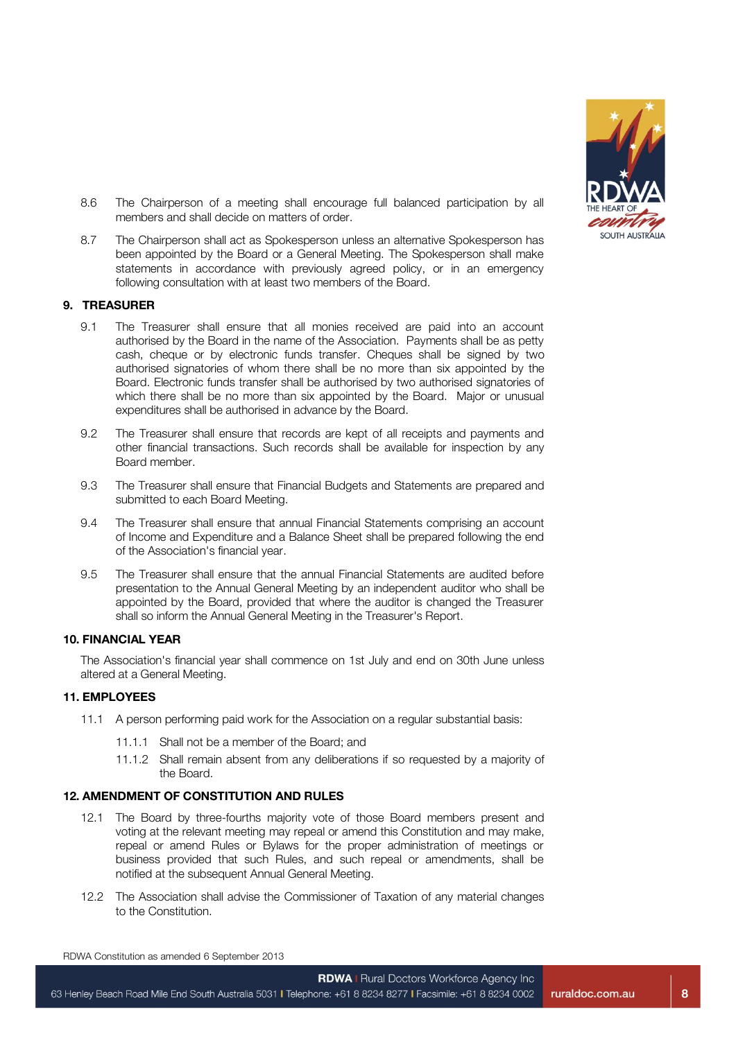8.6 The Chairperson of a meeting shall encourage full balanced participation by all members and shall decide on matters of order.

8.7 The Chairperson shall act as Spokesperson unless an alternative Spokesperson has been appointed by the Board or a General Meeting. The Spokesperson shall make statements in accordance with previously agreed policy, or in an emergency following consultation with at least two members of the Board.

## 9. TREASURER

9.1 The Treasurer shall ensure that all monies received are paid into an account authorised by the Board in the name of the Association. Payments shall be as petty cash, cheque or by electronic funds transfer. Cheques shall be signed by two authorised signatories of whom there shall be no more than six appointed by the Board. Electronic funds transfer shall be authorised by two authorised signatories of which there shall be no more than six appointed by the Board. Major or unusual expenditures shall be authorised in advance by the Board.

9.2 The Treasurer shall ensure that records are kept of all receipts and payments and other financial transactions. Such records shall be available for inspection by any Board member.

9.3 The Treasurer shall ensure that Financial Budgets and Statements are prepared and submitted to each Board Meeting.

9.4 The Treasurer shall ensure that annual Financial Statements comprising an account of Income and Expenditure and a Balance Sheet shall be prepared following the end of the Association's financial year.

9.5 The Treasurer shall ensure that the annual Financial Statements are audited before presentation to the Annual General Meeting by an independent auditor who shall be appointed by the Board, provided that where the auditor is changed the Treasurer shall so inform the Annual General Meeting in the Treasurer's Report.

## 10. FINANCIAL YEAR

The Association's financial year shall commence on 1st July and end on 30th June unless altered at a General Meeting.

## 11. EMPLOYEES

11.1 A person performing paid work for the Association on a regular substantial basis:

11.1.1 Shall not be a member of the Board; and

11.1.2 Shall remain absent from any deliberations if so requested by a majority of the Board.

## 12. AMENDMENT OF CONSTITUTION AND RULES

12.1 The Board by three-fourths majority vote of those Board members present and voting at the relevant meeting may repeal or amend this Constitution and may make, repeal or amend Rules or Bylaws for the proper administration of meetings or business provided that such Rules, and such repeal or amendments, shall be notified at the subsequent Annual General Meeting.

12.2 The Association shall advise the Commissioner of Taxation of any material changes to the Constitution.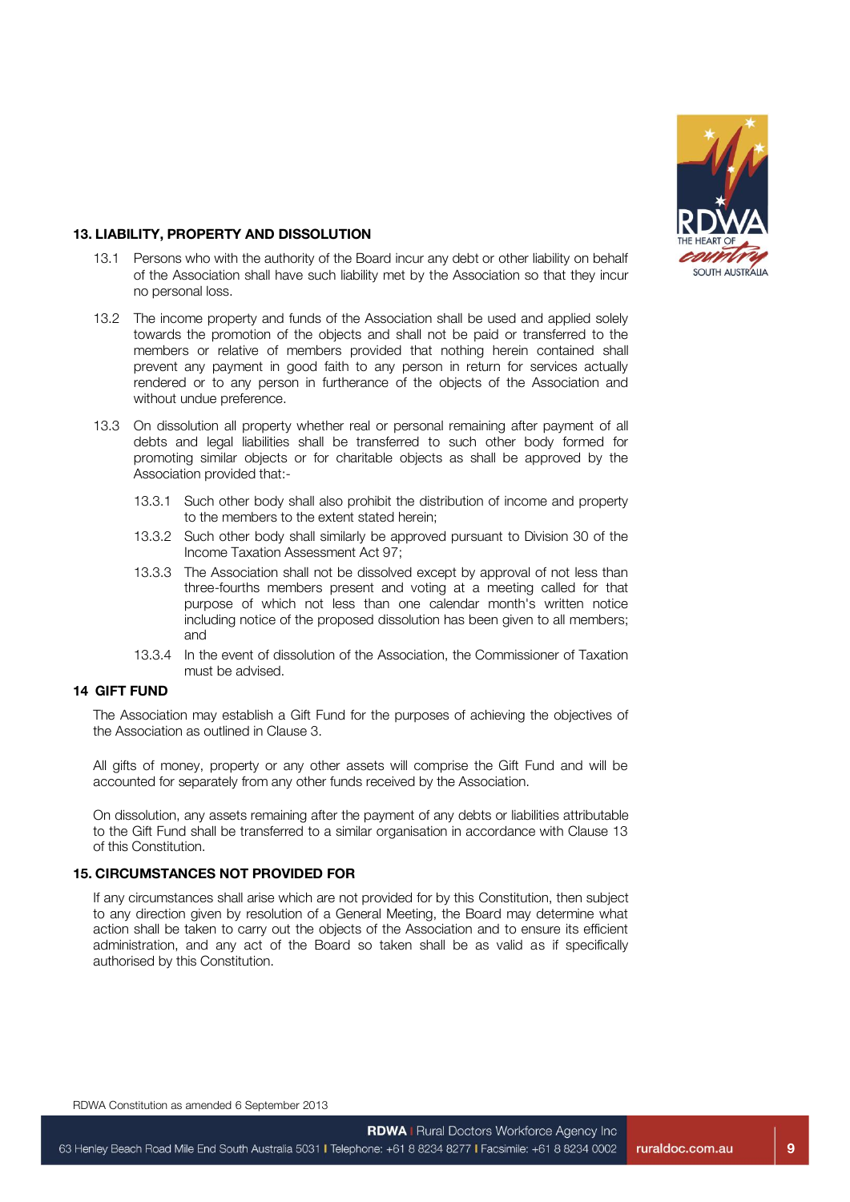## 13. LIABILITY, PROPERTY AND DISSOLUTION

13.1 Persons who with the authority of the Board incur any debt or other liability on behalf of the Association shall have such liability met by the Association so that they incur no personal loss.

13.2 The income property and funds of the Association shall be used and applied solely towards the promotion of the objects and shall not be paid or transferred to the members or relative of members provided that nothing herein contained shall prevent any payment in good faith to any person in return for services actually rendered or to any person in furtherance of the objects of the Association and without undue preference.

13.3 On dissolution all property whether real or personal remaining after payment of all debts and legal liabilities shall be transferred to such other body formed for promoting similar objects or for charitable objects as shall be approved by the Association provided that:-

13.3.1 Such other body shall also prohibit the distribution of income and property to the members to the extent stated herein;

13.3.2 Such other body shall similarly be approved pursuant to Division 30 of the Income Taxation Assessment Act 97;

13.3.3 The Association shall not be dissolved except by approval of not less than three-fourths members present and voting at a meeting called for that purpose of which not less than one calendar month's written notice including notice of the proposed dissolution has been given to all members; and

13.3.4 In the event of dissolution of the Association, the Commissioner of Taxation must be advised.

## 14 GIFT FUND

The Association may establish a Gift Fund for the purposes of achieving the objectives of the Association as outlined in Clause 3.

All gifts of money, property or any other assets will comprise the Gift Fund and will be accounted for separately from any other funds received by the Association.

On dissolution, any assets remaining after the payment of any debts or liabilities attributable to the Gift Fund shall be transferred to a similar organisation in accordance with Clause 13 of this Constitution.

## 15. CIRCUMSTANCES NOT PROVIDED FOR

If any circumstances shall arise which are not provided for by this Constitution, then subject to any direction given by resolution of a General Meeting, the Board may determine what action shall be taken to carry out the objects of the Association and to ensure its efficient administration, and any act of the Board so taken shall be as valid as if specifically authorised by this Constitution.